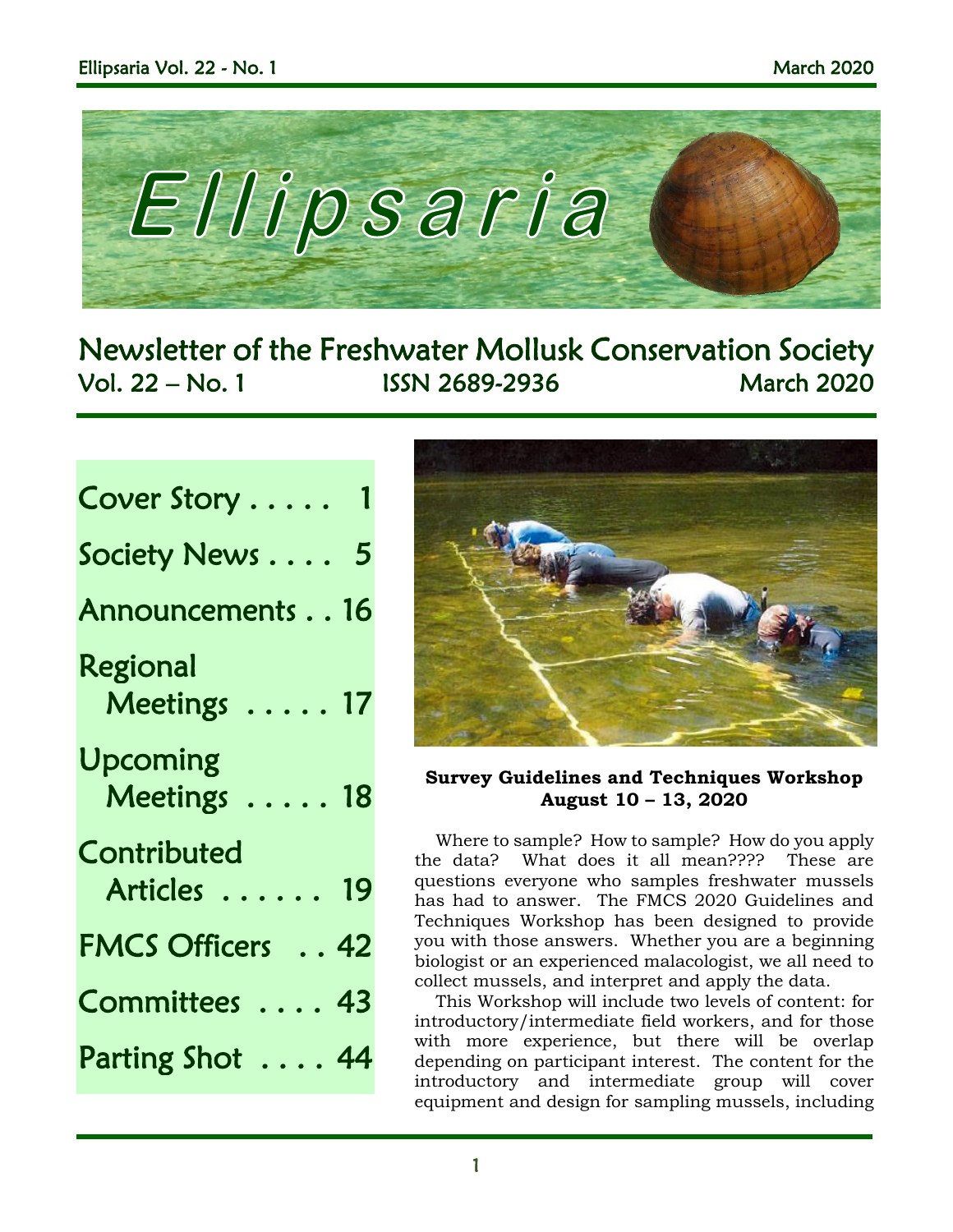# Ellipsaria

## Newsletter of the Freshwater Mollusk Conservation Society

Vol. 22 – No. 1 ISSN 2689-2936 March 2020

| | |
|---|---|
| Cover Story | 1 |
| Society News | 5 |
| Announcements | 16 |
| Regional Meetings | 17 |
| Upcoming Meetings | 18 |
| Contributed Articles | 19 |
| FMCS Officers | 42 |
| Committees | 43 |
| Parting Shot | 44 |

**Survey Guidelines and Techniques Workshop August 10 – 13, 2020**

Where to sample? How to sample? How do you apply the data? What does it all mean???? These are questions everyone who samples freshwater mussels has had to answer. The FMCS 2020 Guidelines and Techniques Workshop has been designed to provide you with those answers. Whether you are a beginning biologist or an experienced malacologist, we all need to collect mussels, and interpret and apply the data.

This Workshop will include two levels of content: for introductory/intermediate field workers, and for those with more experience, but there will be overlap depending on participant interest. The content for the introductory and intermediate group will cover equipment and design for sampling mussels, including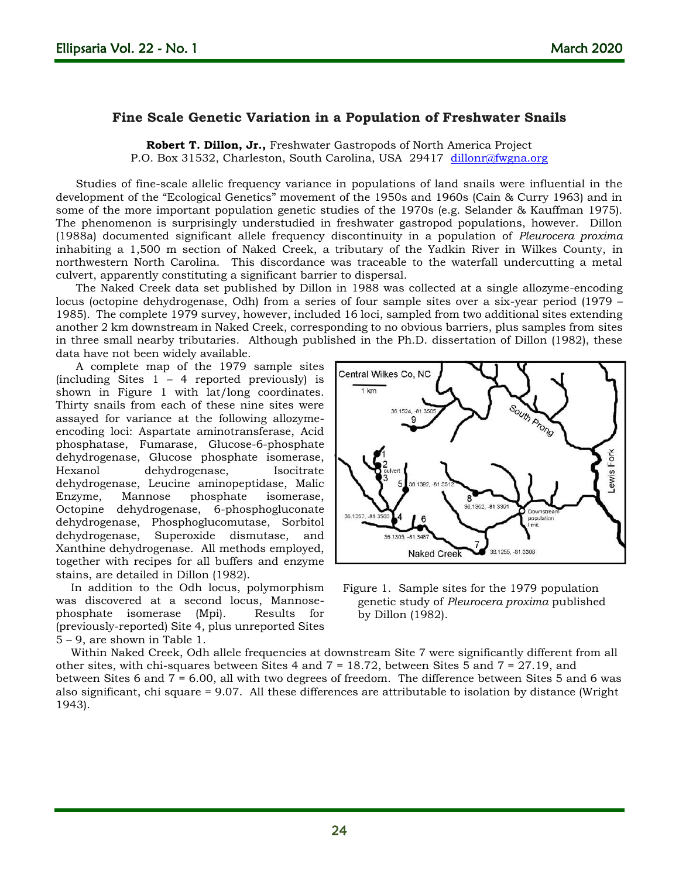## Fine Scale Genetic Variation in a Population of Freshwater Snails

**Robert T. Dillon, Jr.,** Freshwater Gastropods of North America Project
P.O. Box 31532, Charleston, South Carolina, USA 29417 dillonr@fwgna.org

Studies of fine-scale allelic frequency variance in populations of land snails were influential in the development of the "Ecological Genetics" movement of the 1950s and 1960s (Cain & Curry 1963) and in some of the more important population genetic studies of the 1970s (e.g. Selander & Kauffman 1975). The phenomenon is surprisingly understudied in freshwater gastropod populations, however. Dillon (1988a) documented significant allele frequency discontinuity in a population of *Pleurocera proxima* inhabiting a 1,500 m section of Naked Creek, a tributary of the Yadkin River in Wilkes County, in northwestern North Carolina. This discordance was traceable to the waterfall undercutting a metal culvert, apparently constituting a significant barrier to dispersal.

The Naked Creek data set published by Dillon in 1988 was collected at a single allozyme-encoding locus (octopine dehydrogenase, Odh) from a series of four sample sites over a six-year period (1979 – 1985). The complete 1979 survey, however, included 16 loci, sampled from two additional sites extending another 2 km downstream in Naked Creek, corresponding to no obvious barriers, plus samples from sites in three small nearby tributaries. Although published in the Ph.D. dissertation of Dillon (1982), these data have not been widely available.

A complete map of the 1979 sample sites (including Sites 1 – 4 reported previously) is shown in Figure 1 with lat/long coordinates. Thirty snails from each of these nine sites were assayed for variance at the following allozyme-encoding loci: Aspartate aminotransferase, Acid phosphatase, Fumarase, Glucose-6-phosphate dehydrogenase, Glucose phosphate isomerase, Hexanol dehydrogenase, Isocitrate dehydrogenase, Leucine aminopeptidase, Malic Enzyme, Mannose phosphate isomerase, Octopine dehydrogenase, 6-phosphogluconate dehydrogenase, Phosphoglucomutase, Sorbitol dehydrogenase, Superoxide dismutase, and Xanthine dehydrogenase. All methods employed, together with recipes for all buffers and enzyme stains, are detailed in Dillon (1982).

In addition to the Odh locus, polymorphism was discovered at a second locus, Mannose-phosphate isomerase (Mpi). Results for (previously-reported) Site 4, plus unreported Sites 5 – 9, are shown in Table 1.

Figure 1. Sample sites for the 1979 population genetic study of *Pleurocera proxima* published by Dillon (1982).

Within Naked Creek, Odh allele frequencies at downstream Site 7 were significantly different from all other sites, with chi-squares between Sites 4 and 7 = 18.72, between Sites 5 and 7 = 27.19, and between Sites 6 and 7 = 6.00, all with two degrees of freedom. The difference between Sites 5 and 6 was also significant, chi square = 9.07. All these differences are attributable to isolation by distance (Wright 1943).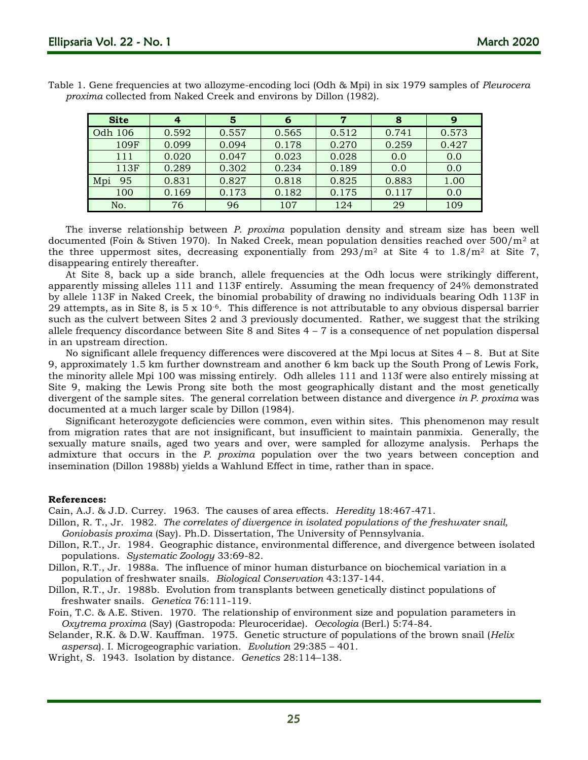Table 1. Gene frequencies at two allozyme-encoding loci (Odh & Mpi) in six 1979 samples of *Pleurocera proxima* collected from Naked Creek and environs by Dillon (1982).

| Site | 4 | 5 | 6 | 7 | 8 | 9 |
|---|---|---|---|---|---|---|
| Odh 106 | 0.592 | 0.557 | 0.565 | 0.512 | 0.741 | 0.573 |
| 109F | 0.099 | 0.094 | 0.178 | 0.270 | 0.259 | 0.427 |
| 111 | 0.020 | 0.047 | 0.023 | 0.028 | 0.0 | 0.0 |
| 113F | 0.289 | 0.302 | 0.234 | 0.189 | 0.0 | 0.0 |
| Mpi 95 | 0.831 | 0.827 | 0.818 | 0.825 | 0.883 | 1.00 |
| 100 | 0.169 | 0.173 | 0.182 | 0.175 | 0.117 | 0.0 |
| No. | 76 | 96 | 107 | 124 | 29 | 109 |

The inverse relationship between *P. proxima* population density and stream size has been well documented (Foin & Stiven 1970). In Naked Creek, mean population densities reached over $500/m^2$ at the three uppermost sites, decreasing exponentially from $293/m^2$ at Site 4 to $1.8/m^2$ at Site 7, disappearing entirely thereafter.

At Site 8, back up a side branch, allele frequencies at the Odh locus were strikingly different, apparently missing alleles 111 and 113F entirely. Assuming the mean frequency of 24% demonstrated by allele 113F in Naked Creek, the binomial probability of drawing no individuals bearing Odh 113F in 29 attempts, as in Site 8, is $5 \times 10^{-6}$. This difference is not attributable to any obvious dispersal barrier such as the culvert between Sites 2 and 3 previously documented. Rather, we suggest that the striking allele frequency discordance between Site 8 and Sites 4 – 7 is a consequence of net population dispersal in an upstream direction.

No significant allele frequency differences were discovered at the Mpi locus at Sites 4 – 8. But at Site 9, approximately 1.5 km further downstream and another 6 km back up the South Prong of Lewis Fork, the minority allele Mpi 100 was missing entirely. Odh alleles 111 and 113f were also entirely missing at Site 9, making the Lewis Prong site both the most geographically distant and the most genetically divergent of the sample sites. The general correlation between distance and divergence *in P. proxima* was documented at a much larger scale by Dillon (1984).

Significant heterozygote deficiencies were common, even within sites. This phenomenon may result from migration rates that are not insignificant, but insufficient to maintain panmixia. Generally, the sexually mature snails, aged two years and over, were sampled for allozyme analysis. Perhaps the admixture that occurs in the *P. proxima* population over the two years between conception and insemination (Dillon 1988b) yields a Wahlund Effect in time, rather than in space.

**References:**

Cain, A.J. & J.D. Currey. 1963. The causes of area effects. *Heredity* 18:467-471.

Dillon, R. T., Jr. 1982. *The correlates of divergence in isolated populations of the freshwater snail, Goniobasis proxima* (Say). Ph.D. Dissertation, The University of Pennsylvania.

Dillon, R.T., Jr. 1984. Geographic distance, environmental difference, and divergence between isolated populations. *Systematic Zoology* 33:69-82.

Dillon, R.T., Jr. 1988a. The influence of minor human disturbance on biochemical variation in a population of freshwater snails. *Biological Conservation* 43:137-144.

Dillon, R.T., Jr. 1988b. Evolution from transplants between genetically distinct populations of freshwater snails. *Genetica* 76:111-119.

Foin, T.C. & A.E. Stiven. 1970. The relationship of environment size and population parameters in *Oxytrema proxima* (Say) (Gastropoda: Pleuroceridae). *Oecologia* (Berl.) 5:74-84.

Selander, R.K. & D.W. Kauffman. 1975. Genetic structure of populations of the brown snail (*Helix aspersa*). I. Microgeographic variation. *Evolution* 29:385 – 401.

Wright, S. 1943. Isolation by distance. *Genetics* 28:114–138.